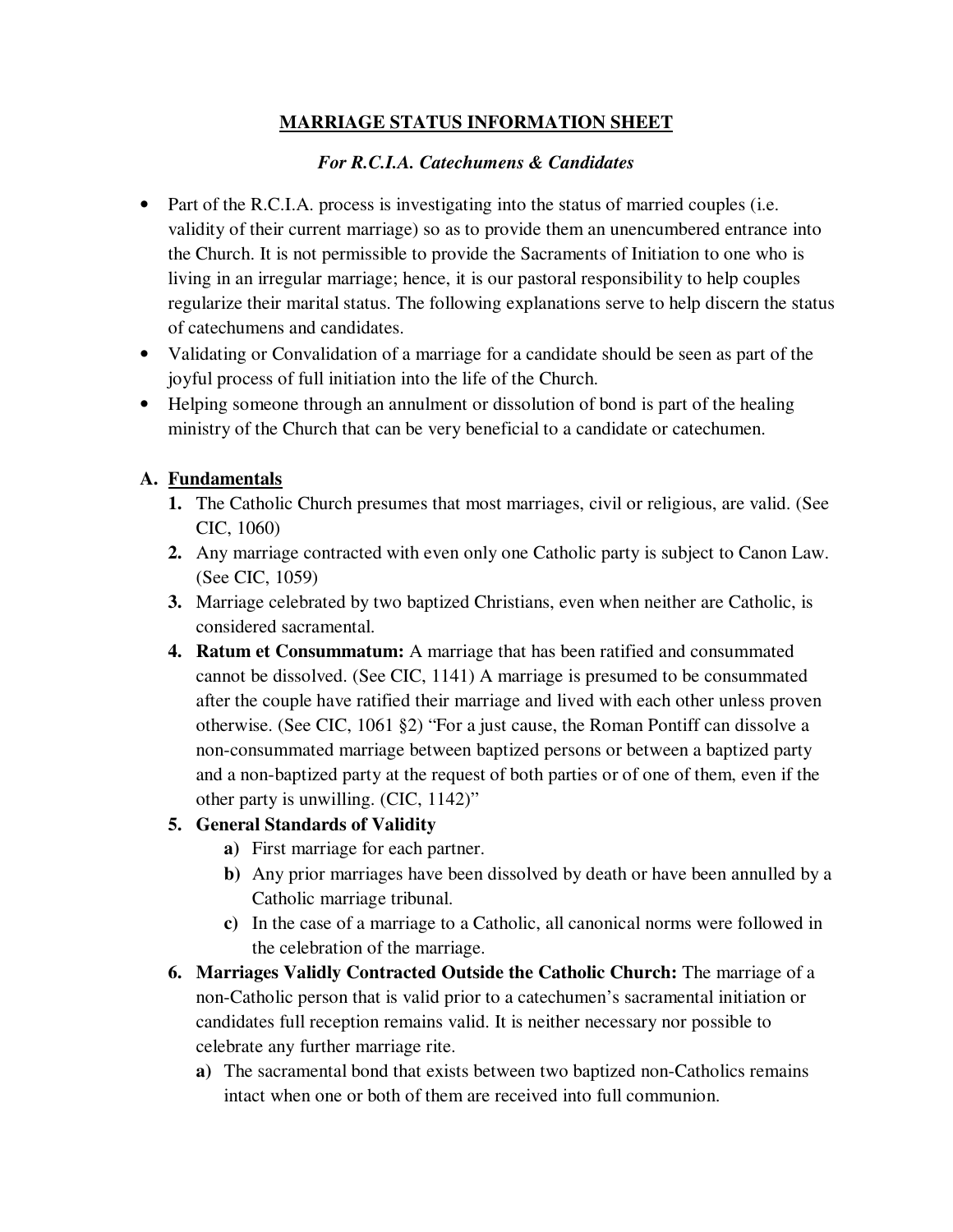# MARRIAGE STATUS INFORMATION SHEET

***For R.C.I.A. Catechumens & Candidates***

- Part of the R.C.I.A. process is investigating into the status of married couples (i.e. validity of their current marriage) so as to provide them an unencumbered entrance into the Church. It is not permissible to provide the Sacraments of Initiation to one who is living in an irregular marriage; hence, it is our pastoral responsibility to help couples regularize their marital status. The following explanations serve to help discern the status of catechumens and candidates.
- Validating or Convalidation of a marriage for a candidate should be seen as part of the joyful process of full initiation into the life of the Church.
- Helping someone through an annulment or dissolution of bond is part of the healing ministry of the Church that can be very beneficial to a candidate or catechumen.

## A. Fundamentals

1. The Catholic Church presumes that most marriages, civil or religious, are valid. (See CIC, 1060)
2. Any marriage contracted with even only one Catholic party is subject to Canon Law. (See CIC, 1059)
3. Marriage celebrated by two baptized Christians, even when neither are Catholic, is considered sacramental.
4. **Ratum et Consummatum:** A marriage that has been ratified and consummated cannot be dissolved. (See CIC, 1141) A marriage is presumed to be consummated after the couple have ratified their marriage and lived with each other unless proven otherwise. (See CIC, 1061 §2) "For a just cause, the Roman Pontiff can dissolve a non-consummated marriage between baptized persons or between a baptized party and a non-baptized party at the request of both parties or of one of them, even if the other party is unwilling. (CIC, 1142)"
5. **General Standards of Validity**
   - **a)** First marriage for each partner.
   - **b)** Any prior marriages have been dissolved by death or have been annulled by a Catholic marriage tribunal.
   - **c)** In the case of a marriage to a Catholic, all canonical norms were followed in the celebration of the marriage.
6. **Marriages Validly Contracted Outside the Catholic Church:** The marriage of a non-Catholic person that is valid prior to a catechumen's sacramental initiation or candidates full reception remains valid. It is neither necessary nor possible to celebrate any further marriage rite.
   - **a)** The sacramental bond that exists between two baptized non-Catholics remains intact when one or both of them are received into full communion.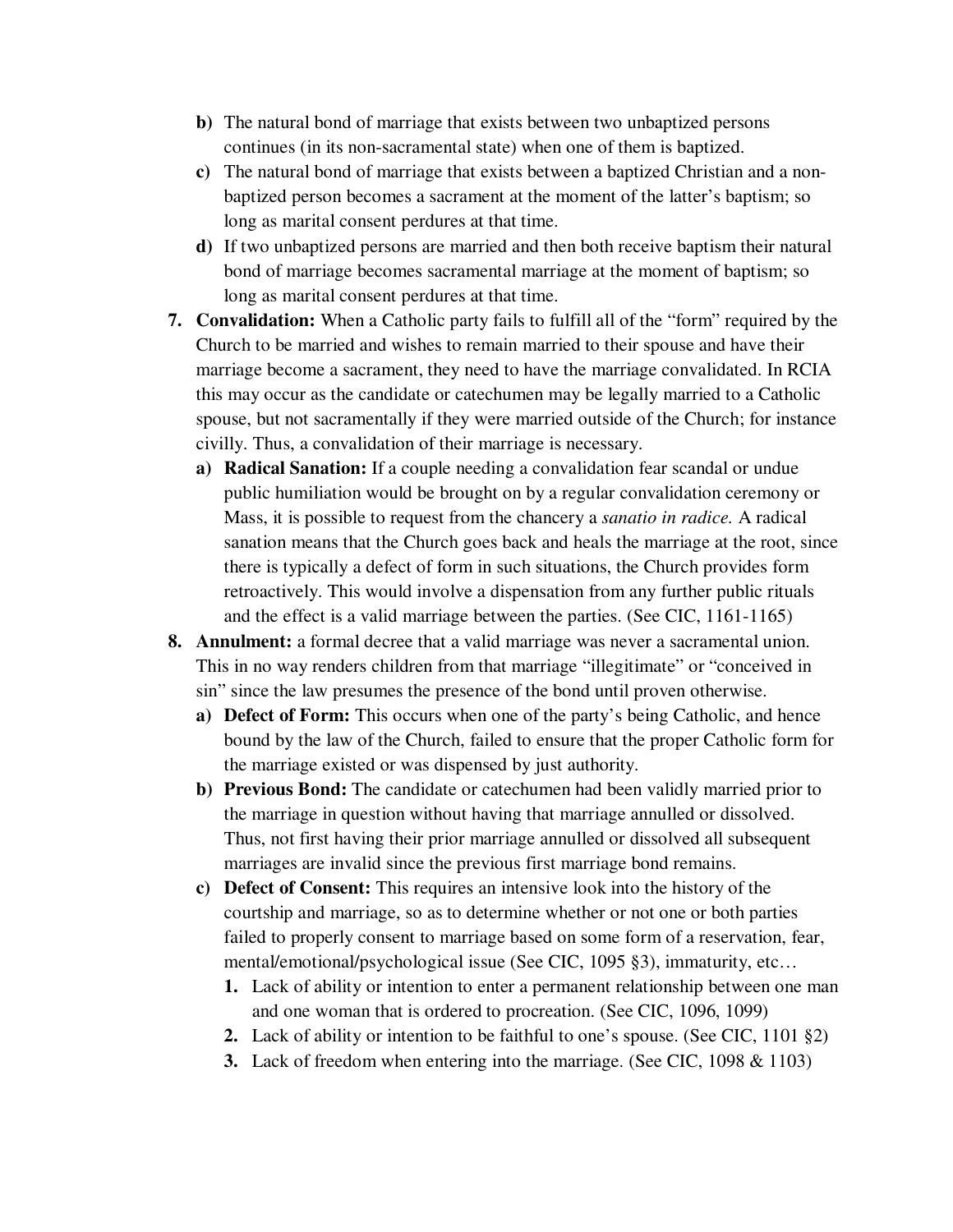b) The natural bond of marriage that exists between two unbaptized persons continues (in its non-sacramental state) when one of them is baptized.

c) The natural bond of marriage that exists between a baptized Christian and a non-baptized person becomes a sacrament at the moment of the latter's baptism; so long as marital consent perdures at that time.

d) If two unbaptized persons are married and then both receive baptism their natural bond of marriage becomes sacramental marriage at the moment of baptism; so long as marital consent perdures at that time.

7. **Convalidation:** When a Catholic party fails to fulfill all of the "form" required by the Church to be married and wishes to remain married to their spouse and have their marriage become a sacrament, they need to have the marriage convalidated. In RCIA this may occur as the candidate or catechumen may be legally married to a Catholic spouse, but not sacramentally if they were married outside of the Church; for instance civilly. Thus, a convalidation of their marriage is necessary.

   a) **Radical Sanation:** If a couple needing a convalidation fear scandal or undue public humiliation would be brought on by a regular convalidation ceremony or Mass, it is possible to request from the chancery a *sanatio in radice.* A radical sanation means that the Church goes back and heals the marriage at the root, since there is typically a defect of form in such situations, the Church provides form retroactively. This would involve a dispensation from any further public rituals and the effect is a valid marriage between the parties. (See CIC, 1161-1165)

8. **Annulment:** a formal decree that a valid marriage was never a sacramental union. This in no way renders children from that marriage "illegitimate" or "conceived in sin" since the law presumes the presence of the bond until proven otherwise.

   a) **Defect of Form:** This occurs when one of the party's being Catholic, and hence bound by the law of the Church, failed to ensure that the proper Catholic form for the marriage existed or was dispensed by just authority.

   b) **Previous Bond:** The candidate or catechumen had been validly married prior to the marriage in question without having that marriage annulled or dissolved. Thus, not first having their prior marriage annulled or dissolved all subsequent marriages are invalid since the previous first marriage bond remains.

   c) **Defect of Consent:** This requires an intensive look into the history of the courtship and marriage, so as to determine whether or not one or both parties failed to properly consent to marriage based on some form of a reservation, fear, mental/emotional/psychological issue (See CIC, 1095 §3), immaturity, etc…

      1. Lack of ability or intention to enter a permanent relationship between one man and one woman that is ordered to procreation. (See CIC, 1096, 1099)
      2. Lack of ability or intention to be faithful to one's spouse. (See CIC, 1101 §2)
      3. Lack of freedom when entering into the marriage. (See CIC, 1098 & 1103)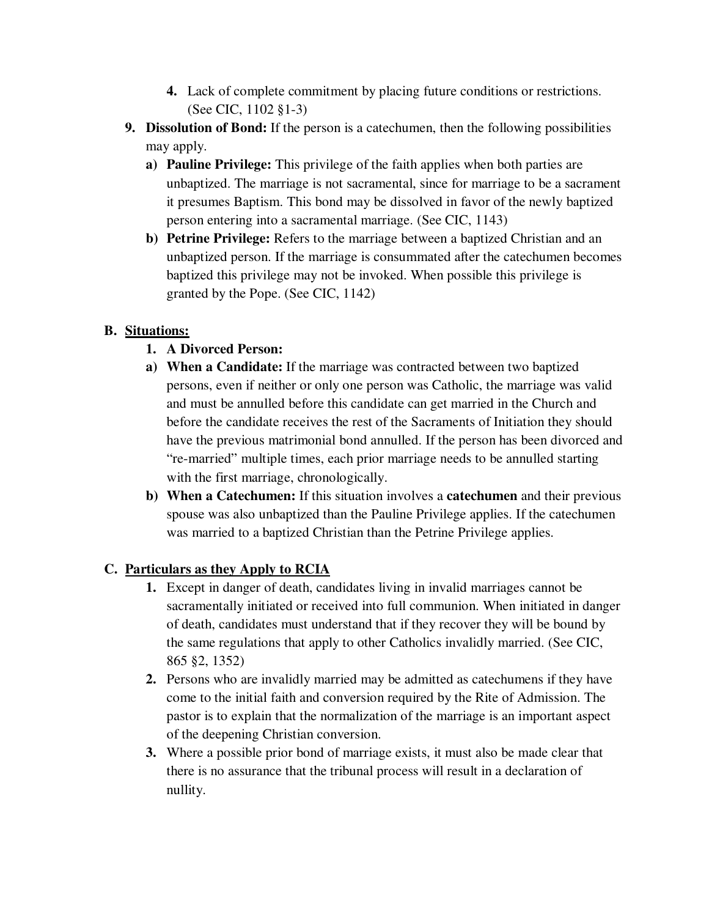4. Lack of complete commitment by placing future conditions or restrictions. (See CIC, 1102 §1-3)

9. **Dissolution of Bond:** If the person is a catechumen, then the following possibilities may apply.
   a) **Pauline Privilege:** This privilege of the faith applies when both parties are unbaptized. The marriage is not sacramental, since for marriage to be a sacrament it presumes Baptism. This bond may be dissolved in favor of the newly baptized person entering into a sacramental marriage. (See CIC, 1143)
   b) **Petrine Privilege:** Refers to the marriage between a baptized Christian and an unbaptized person. If the marriage is consummated after the catechumen becomes baptized this privilege may not be invoked. When possible this privilege is granted by the Pope. (See CIC, 1142)

## B. <u>Situations:</u>

1. **A Divorced Person:**
   a) **When a Candidate:** If the marriage was contracted between two baptized persons, even if neither or only one person was Catholic, the marriage was valid and must be annulled before this candidate can get married in the Church and before the candidate receives the rest of the Sacraments of Initiation they should have the previous matrimonial bond annulled. If the person has been divorced and "re-married" multiple times, each prior marriage needs to be annulled starting with the first marriage, chronologically.
   b) **When a Catechumen:** If this situation involves a **catechumen** and their previous spouse was also unbaptized than the Pauline Privilege applies. If the catechumen was married to a baptized Christian than the Petrine Privilege applies.

## C. <u>Particulars as they Apply to RCIA</u>

1. Except in danger of death, candidates living in invalid marriages cannot be sacramentally initiated or received into full communion. When initiated in danger of death, candidates must understand that if they recover they will be bound by the same regulations that apply to other Catholics invalidly married. (See CIC, 865 §2, 1352)
2. Persons who are invalidly married may be admitted as catechumens if they have come to the initial faith and conversion required by the Rite of Admission. The pastor is to explain that the normalization of the marriage is an important aspect of the deepening Christian conversion.
3. Where a possible prior bond of marriage exists, it must also be made clear that there is no assurance that the tribunal process will result in a declaration of nullity.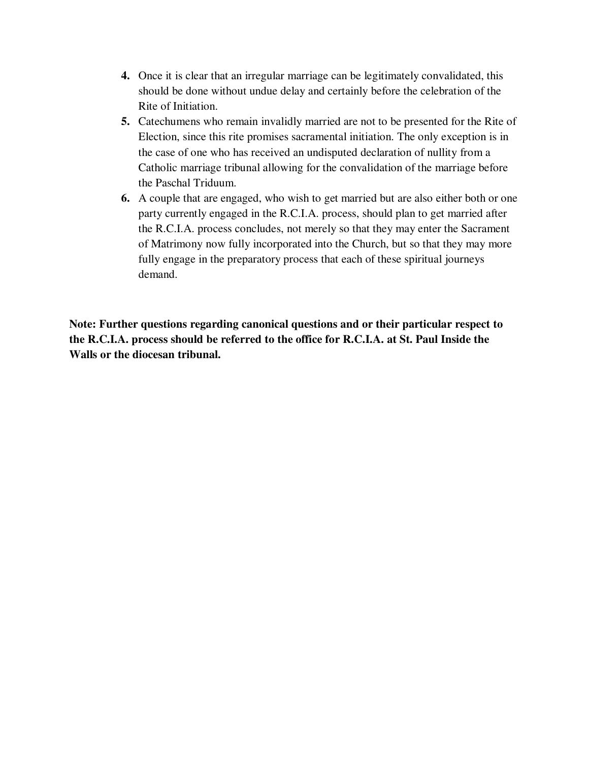4. Once it is clear that an irregular marriage can be legitimately convalidated, this should be done without undue delay and certainly before the celebration of the Rite of Initiation.
5. Catechumens who remain invalidly married are not to be presented for the Rite of Election, since this rite promises sacramental initiation. The only exception is in the case of one who has received an undisputed declaration of nullity from a Catholic marriage tribunal allowing for the convalidation of the marriage before the Paschal Triduum.
6. A couple that are engaged, who wish to get married but are also either both or one party currently engaged in the R.C.I.A. process, should plan to get married after the R.C.I.A. process concludes, not merely so that they may enter the Sacrament of Matrimony now fully incorporated into the Church, but so that they may more fully engage in the preparatory process that each of these spiritual journeys demand.

**Note: Further questions regarding canonical questions and or their particular respect to the R.C.I.A. process should be referred to the office for R.C.I.A. at St. Paul Inside the Walls or the diocesan tribunal.**